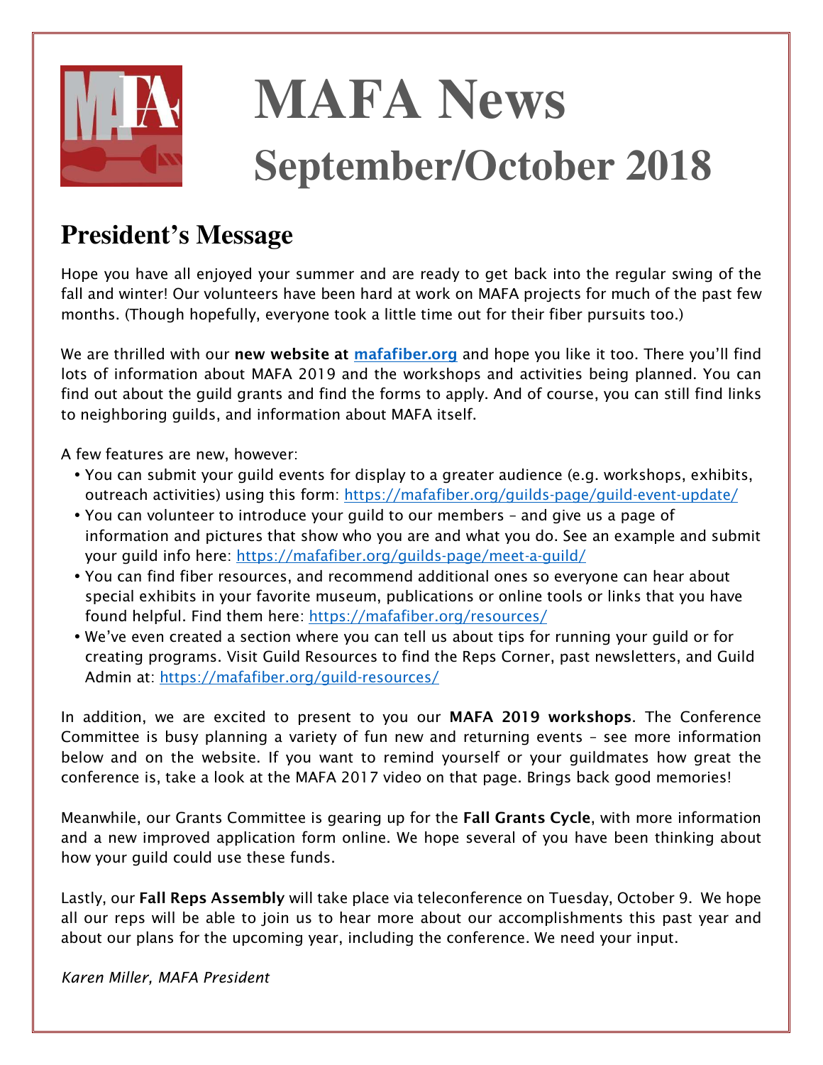# MAFA News
# September/October 2018

## President's Message

Hope you have all enjoyed your summer and are ready to get back into the regular swing of the fall and winter! Our volunteers have been hard at work on MAFA projects for much of the past few months. (Though hopefully, everyone took a little time out for their fiber pursuits too.)

We are thrilled with our **new website at [mafafiber.org](https://mafafiber.org)** and hope you like it too. There you'll find lots of information about MAFA 2019 and the workshops and activities being planned. You can find out about the guild grants and find the forms to apply. And of course, you can still find links to neighboring guilds, and information about MAFA itself.

A few features are new, however:

- You can submit your guild events for display to a greater audience (e.g. workshops, exhibits, outreach activities) using this form: https://mafafiber.org/guilds-page/guild-event-update/
- You can volunteer to introduce your guild to our members – and give us a page of information and pictures that show who you are and what you do. See an example and submit your guild info here: https://mafafiber.org/guilds-page/meet-a-guild/
- You can find fiber resources, and recommend additional ones so everyone can hear about special exhibits in your favorite museum, publications or online tools or links that you have found helpful. Find them here: https://mafafiber.org/resources/
- We've even created a section where you can tell us about tips for running your guild or for creating programs. Visit Guild Resources to find the Reps Corner, past newsletters, and Guild Admin at: https://mafafiber.org/guild-resources/

In addition, we are excited to present to you our **MAFA 2019 workshops**. The Conference Committee is busy planning a variety of fun new and returning events – see more information below and on the website. If you want to remind yourself or your guildmates how great the conference is, take a look at the MAFA 2017 video on that page. Brings back good memories!

Meanwhile, our Grants Committee is gearing up for the **Fall Grants Cycle**, with more information and a new improved application form online. We hope several of you have been thinking about how your guild could use these funds.

Lastly, our **Fall Reps Assembly** will take place via teleconference on Tuesday, October 9. We hope all our reps will be able to join us to hear more about our accomplishments this past year and about our plans for the upcoming year, including the conference. We need your input.

*Karen Miller, MAFA President*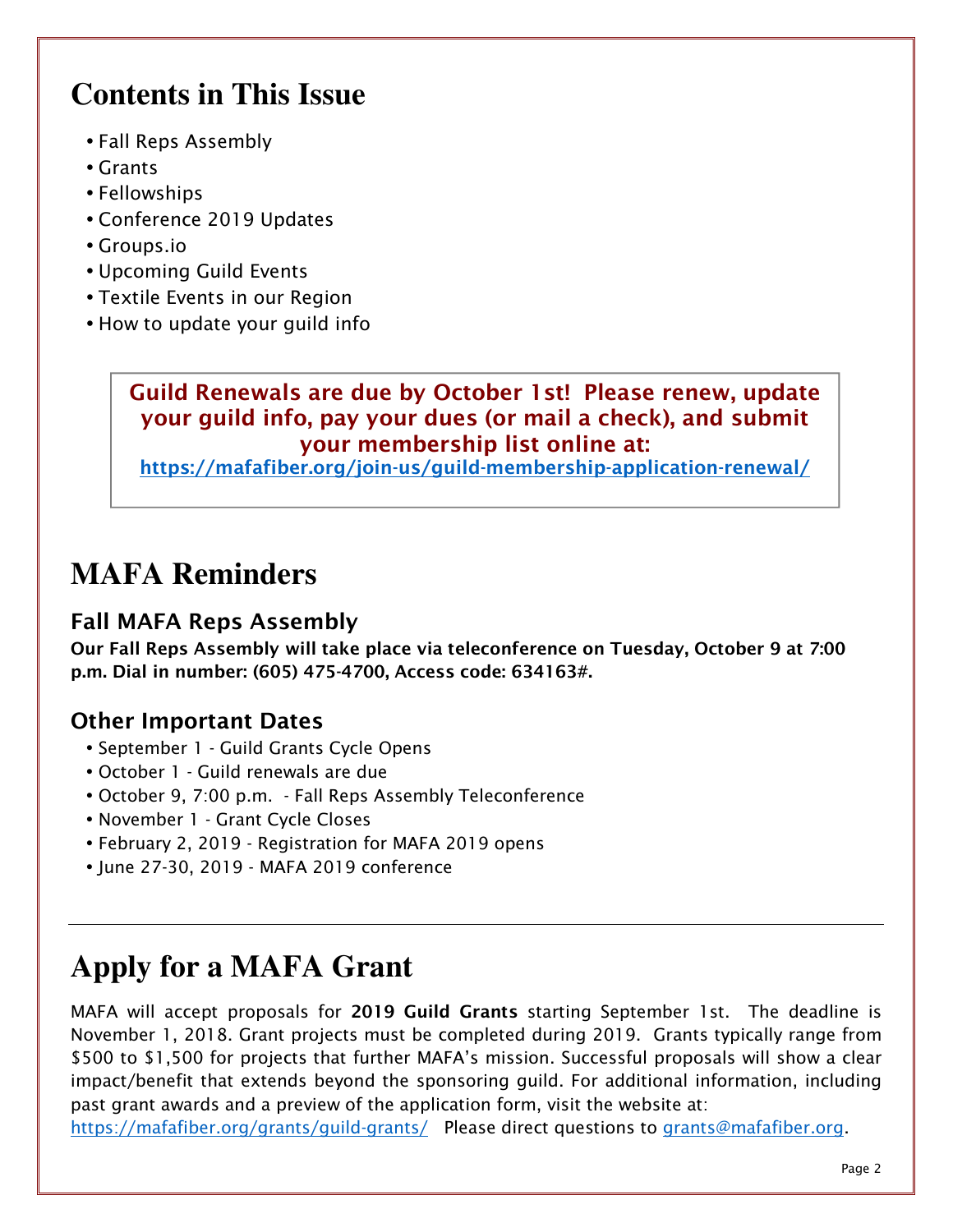# Contents in This Issue

- Fall Reps Assembly
- Grants
- Fellowships
- Conference 2019 Updates
- Groups.io
- Upcoming Guild Events
- Textile Events in our Region
- How to update your guild info

**Guild Renewals are due by October 1st! Please renew, update your guild info, pay your dues (or mail a check), and submit your membership list online at:**
https://mafafiber.org/join-us/guild-membership-application-renewal/

# MAFA Reminders

### Fall MAFA Reps Assembly

**Our Fall Reps Assembly will take place via teleconference on Tuesday, October 9 at 7:00 p.m. Dial in number: (605) 475-4700, Access code: 634163#.**

### Other Important Dates

- September 1 - Guild Grants Cycle Opens
- October 1 - Guild renewals are due
- October 9, 7:00 p.m. - Fall Reps Assembly Teleconference
- November 1 - Grant Cycle Closes
- February 2, 2019 - Registration for MAFA 2019 opens
- June 27-30, 2019 - MAFA 2019 conference

---

# Apply for a MAFA Grant

MAFA will accept proposals for **2019 Guild Grants** starting September 1st. The deadline is November 1, 2018. Grant projects must be completed during 2019. Grants typically range from $500 to $1,500 for projects that further MAFA's mission. Successful proposals will show a clear impact/benefit that extends beyond the sponsoring guild. For additional information, including past grant awards and a preview of the application form, visit the website at: https://mafafiber.org/grants/guild-grants/ Please direct questions to grants@mafafiber.org.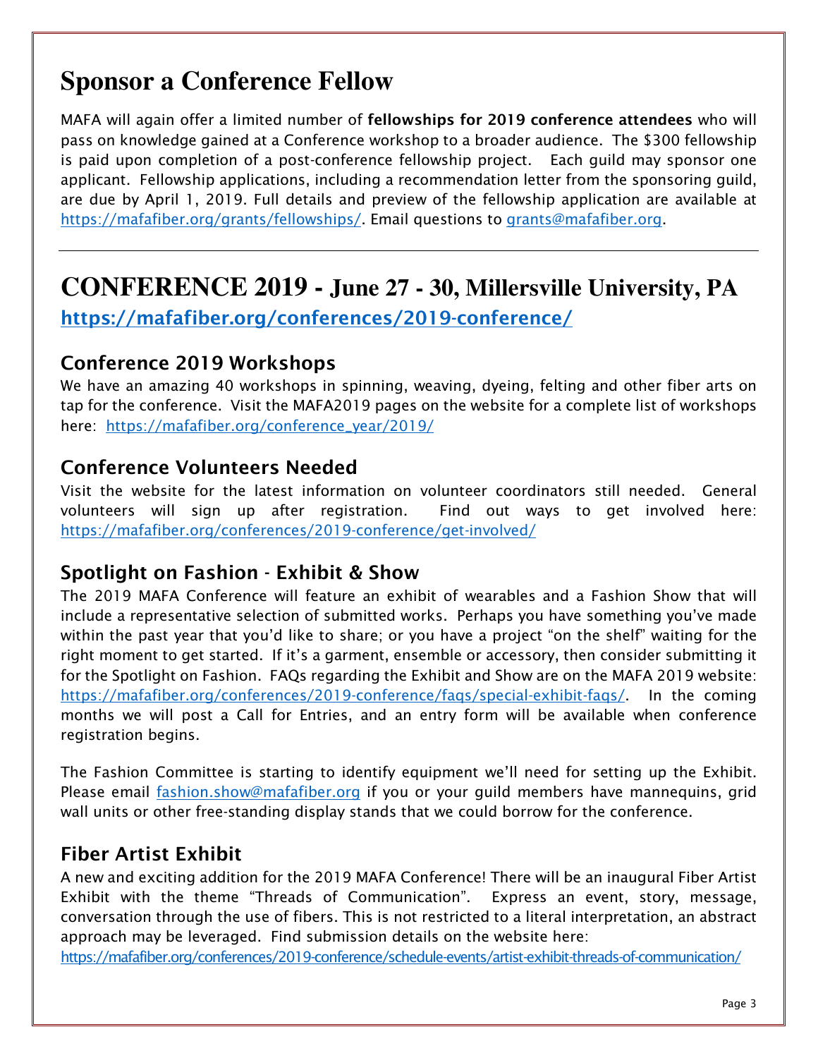# Sponsor a Conference Fellow

MAFA will again offer a limited number of **fellowships for 2019 conference attendees** who will pass on knowledge gained at a Conference workshop to a broader audience. The $300 fellowship is paid upon completion of a post-conference fellowship project. Each guild may sponsor one applicant. Fellowship applications, including a recommendation letter from the sponsoring guild, are due by April 1, 2019. Full details and preview of the fellowship application are available at https://mafafiber.org/grants/fellowships/. Email questions to grants@mafafiber.org.

---

# CONFERENCE 2019 - June 27 - 30, Millersville University, PA

**https://mafafiber.org/conferences/2019-conference/**

## Conference 2019 Workshops

We have an amazing 40 workshops in spinning, weaving, dyeing, felting and other fiber arts on tap for the conference. Visit the MAFA2019 pages on the website for a complete list of workshops here: https://mafafiber.org/conference_year/2019/

## Conference Volunteers Needed

Visit the website for the latest information on volunteer coordinators still needed. General volunteers will sign up after registration. Find out ways to get involved here: https://mafafiber.org/conferences/2019-conference/get-involved/

## Spotlight on Fashion - Exhibit & Show

The 2019 MAFA Conference will feature an exhibit of wearables and a Fashion Show that will include a representative selection of submitted works. Perhaps you have something you've made within the past year that you'd like to share; or you have a project "on the shelf" waiting for the right moment to get started. If it's a garment, ensemble or accessory, then consider submitting it for the Spotlight on Fashion. FAQs regarding the Exhibit and Show are on the MAFA 2019 website: https://mafafiber.org/conferences/2019-conference/faqs/special-exhibit-faqs/. In the coming months we will post a Call for Entries, and an entry form will be available when conference registration begins.

The Fashion Committee is starting to identify equipment we'll need for setting up the Exhibit. Please email fashion.show@mafafiber.org if you or your guild members have mannequins, grid wall units or other free-standing display stands that we could borrow for the conference.

## Fiber Artist Exhibit

A new and exciting addition for the 2019 MAFA Conference! There will be an inaugural Fiber Artist Exhibit with the theme "Threads of Communication". Express an event, story, message, conversation through the use of fibers. This is not restricted to a literal interpretation, an abstract approach may be leveraged. Find submission details on the website here:
https://mafafiber.org/conferences/2019-conference/schedule-events/artist-exhibit-threads-of-communication/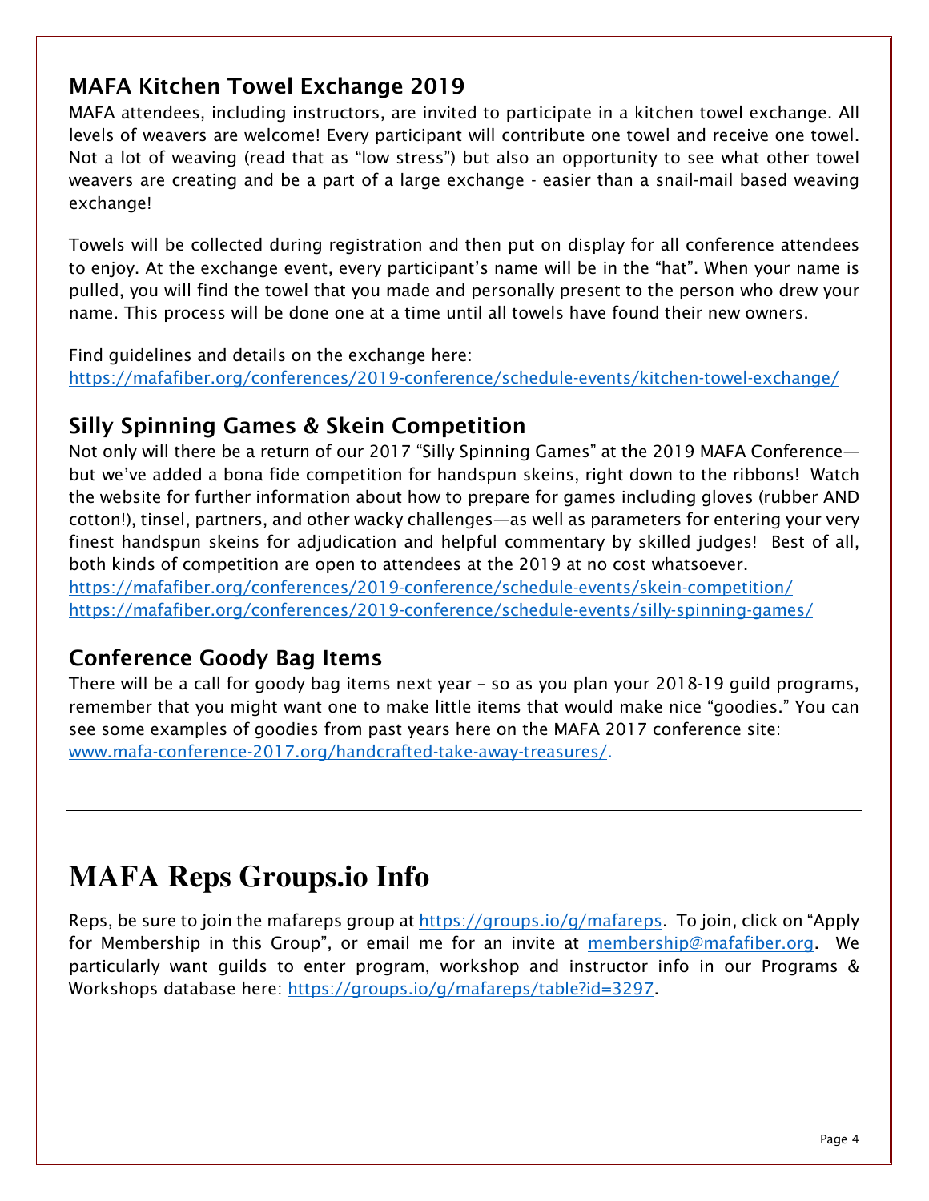## MAFA Kitchen Towel Exchange 2019

MAFA attendees, including instructors, are invited to participate in a kitchen towel exchange. All levels of weavers are welcome! Every participant will contribute one towel and receive one towel. Not a lot of weaving (read that as "low stress") but also an opportunity to see what other towel weavers are creating and be a part of a large exchange - easier than a snail-mail based weaving exchange!

Towels will be collected during registration and then put on display for all conference attendees to enjoy. At the exchange event, every participant's name will be in the "hat". When your name is pulled, you will find the towel that you made and personally present to the person who drew your name. This process will be done one at a time until all towels have found their new owners.

Find guidelines and details on the exchange here:
https://mafafiber.org/conferences/2019-conference/schedule-events/kitchen-towel-exchange/

## Silly Spinning Games & Skein Competition

Not only will there be a return of our 2017 "Silly Spinning Games" at the 2019 MAFA Conference—but we've added a bona fide competition for handspun skeins, right down to the ribbons! Watch the website for further information about how to prepare for games including gloves (rubber AND cotton!), tinsel, partners, and other wacky challenges—as well as parameters for entering your very finest handspun skeins for adjudication and helpful commentary by skilled judges! Best of all, both kinds of competition are open to attendees at the 2019 at no cost whatsoever.
https://mafafiber.org/conferences/2019-conference/schedule-events/skein-competition/
https://mafafiber.org/conferences/2019-conference/schedule-events/silly-spinning-games/

## Conference Goody Bag Items

There will be a call for goody bag items next year – so as you plan your 2018-19 guild programs, remember that you might want one to make little items that would make nice "goodies." You can see some examples of goodies from past years here on the MAFA 2017 conference site: www.mafa-conference-2017.org/handcrafted-take-away-treasures/.

---

# MAFA Reps Groups.io Info

Reps, be sure to join the mafareps group at https://groups.io/g/mafareps. To join, click on "Apply for Membership in this Group", or email me for an invite at membership@mafafiber.org. We particularly want guilds to enter program, workshop and instructor info in our Programs & Workshops database here: https://groups.io/g/mafareps/table?id=3297.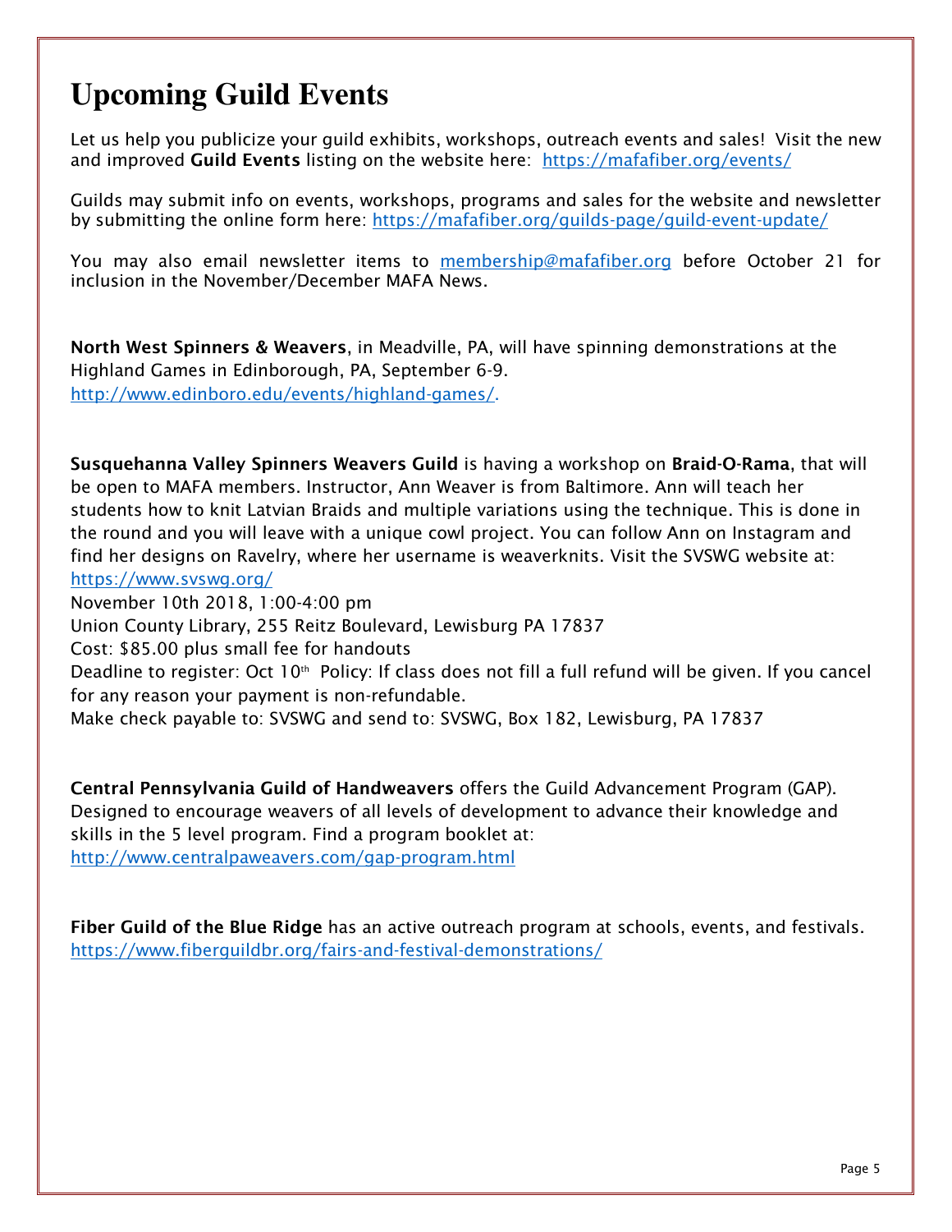# Upcoming Guild Events

Let us help you publicize your guild exhibits, workshops, outreach events and sales! Visit the new and improved **Guild Events** listing on the website here: https://mafafiber.org/events/

Guilds may submit info on events, workshops, programs and sales for the website and newsletter by submitting the online form here: https://mafafiber.org/guilds-page/guild-event-update/

You may also email newsletter items to membership@mafafiber.org before October 21 for inclusion in the November/December MAFA News.

**North West Spinners & Weavers**, in Meadville, PA, will have spinning demonstrations at the Highland Games in Edinborough, PA, September 6-9. http://www.edinboro.edu/events/highland-games/.

**Susquehanna Valley Spinners Weavers Guild** is having a workshop on **Braid-O-Rama**, that will be open to MAFA members. Instructor, Ann Weaver is from Baltimore. Ann will teach her students how to knit Latvian Braids and multiple variations using the technique. This is done in the round and you will leave with a unique cowl project. You can follow Ann on Instagram and find her designs on Ravelry, where her username is weaverknits. Visit the SVSWG website at: https://www.svswg.org/
November 10th 2018, 1:00-4:00 pm
Union County Library, 255 Reitz Boulevard, Lewisburg PA 17837
Cost: $85.00 plus small fee for handouts
Deadline to register: Oct 10th Policy: If class does not fill a full refund will be given. If you cancel for any reason your payment is non-refundable.
Make check payable to: SVSWG and send to: SVSWG, Box 182, Lewisburg, PA 17837

**Central Pennsylvania Guild of Handweavers** offers the Guild Advancement Program (GAP). Designed to encourage weavers of all levels of development to advance their knowledge and skills in the 5 level program. Find a program booklet at: http://www.centralpaweavers.com/gap-program.html

**Fiber Guild of the Blue Ridge** has an active outreach program at schools, events, and festivals. https://www.fiberguildbr.org/fairs-and-festival-demonstrations/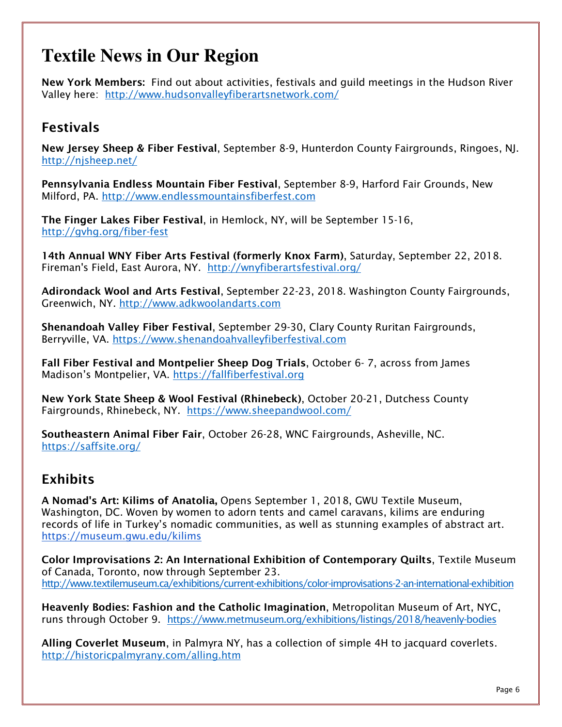# Textile News in Our Region

**New York Members:** Find out about activities, festivals and guild meetings in the Hudson River Valley here: http://www.hudsonvalleyfiberartsnetwork.com/

## Festivals

**New Jersey Sheep & Fiber Festival**, September 8-9, Hunterdon County Fairgrounds, Ringoes, NJ. http://njsheep.net/

**Pennsylvania Endless Mountain Fiber Festival**, September 8-9, Harford Fair Grounds, New Milford, PA. http://www.endlessmountainsfiberfest.com

**The Finger Lakes Fiber Festival**, in Hemlock, NY, will be September 15-16, http://gvhg.org/fiber-fest

**14th Annual WNY Fiber Arts Festival (formerly Knox Farm)**, Saturday, September 22, 2018. Fireman's Field, East Aurora, NY. http://wnyfiberartsfestival.org/

**Adirondack Wool and Arts Festival**, September 22-23, 2018. Washington County Fairgrounds, Greenwich, NY. http://www.adkwoolandarts.com

**Shenandoah Valley Fiber Festival**, September 29-30, Clary County Ruritan Fairgrounds, Berryville, VA. https://www.shenandoahvalleyfiberfestival.com

**Fall Fiber Festival and Montpelier Sheep Dog Trials**, October 6- 7, across from James Madison's Montpelier, VA. https://fallfiberfestival.org

**New York State Sheep & Wool Festival (Rhinebeck)**, October 20-21, Dutchess County Fairgrounds, Rhinebeck, NY. https://www.sheepandwool.com/

**Southeastern Animal Fiber Fair**, October 26-28, WNC Fairgrounds, Asheville, NC. https://saffsite.org/

## Exhibits

**A Nomad's Art: Kilims of Anatolia,** Opens September 1, 2018, GWU Textile Museum, Washington, DC. Woven by women to adorn tents and camel caravans, kilims are enduring records of life in Turkey's nomadic communities, as well as stunning examples of abstract art. https://museum.gwu.edu/kilims

**Color Improvisations 2: An International Exhibition of Contemporary Quilts**, Textile Museum of Canada, Toronto, now through September 23. http://www.textilemuseum.ca/exhibitions/current-exhibitions/color-improvisations-2-an-international-exhibition

**Heavenly Bodies: Fashion and the Catholic Imagination**, Metropolitan Museum of Art, NYC, runs through October 9. https://www.metmuseum.org/exhibitions/listings/2018/heavenly-bodies

**Alling Coverlet Museum**, in Palmyra NY, has a collection of simple 4H to jacquard coverlets. http://historicpalmyrany.com/alling.htm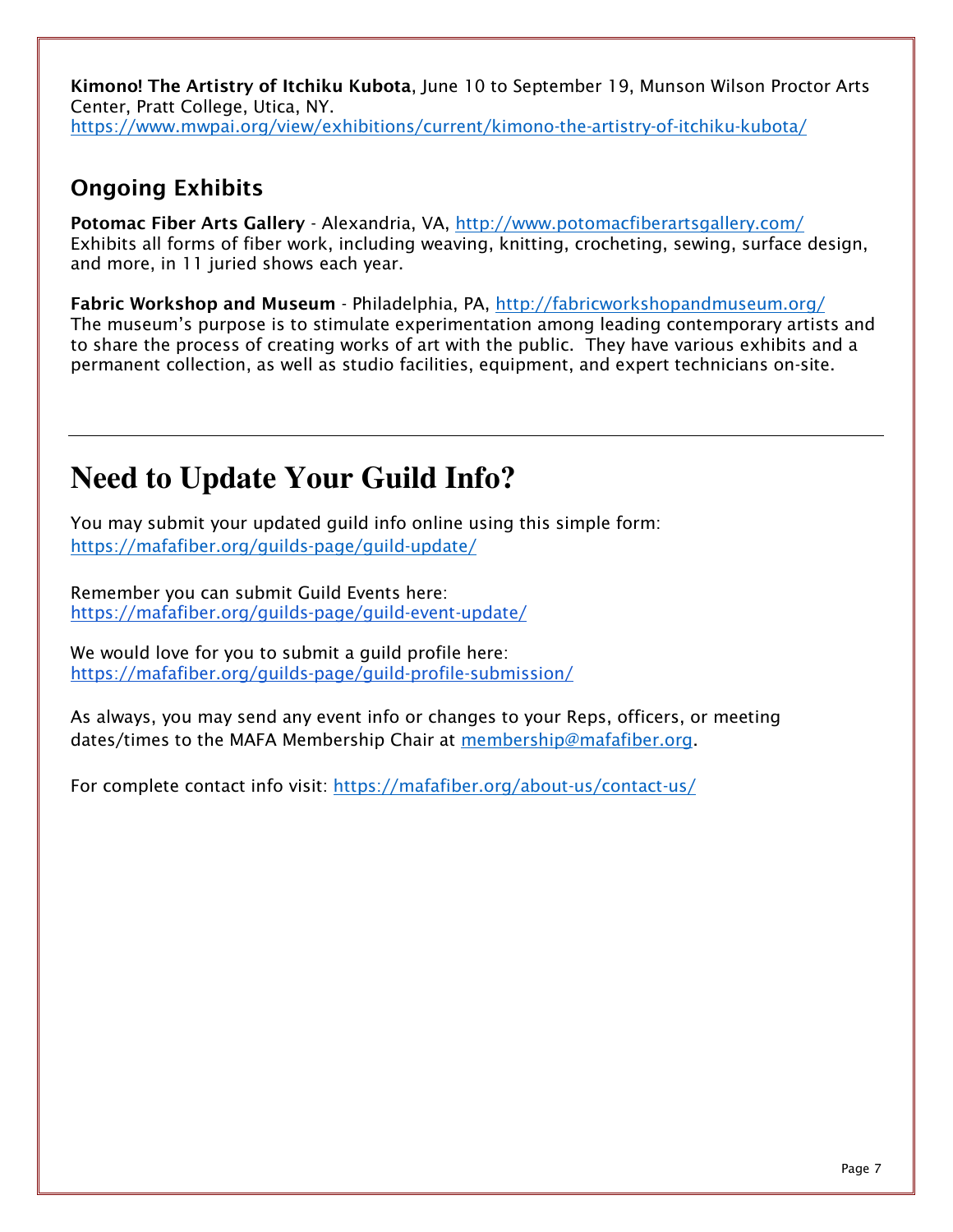**Kimono! The Artistry of Itchiku Kubota**, June 10 to September 19, Munson Wilson Proctor Arts Center, Pratt College, Utica, NY.
https://www.mwpai.org/view/exhibitions/current/kimono-the-artistry-of-itchiku-kubota/

## Ongoing Exhibits

**Potomac Fiber Arts Gallery** - Alexandria, VA, http://www.potomacfiberartsgallery.com/
Exhibits all forms of fiber work, including weaving, knitting, crocheting, sewing, surface design, and more, in 11 juried shows each year.

**Fabric Workshop and Museum** - Philadelphia, PA, http://fabricworkshopandmuseum.org/
The museum's purpose is to stimulate experimentation among leading contemporary artists and to share the process of creating works of art with the public. They have various exhibits and a permanent collection, as well as studio facilities, equipment, and expert technicians on-site.

---

# Need to Update Your Guild Info?

You may submit your updated guild info online using this simple form:
https://mafafiber.org/guilds-page/guild-update/

Remember you can submit Guild Events here:
https://mafafiber.org/guilds-page/guild-event-update/

We would love for you to submit a guild profile here:
https://mafafiber.org/guilds-page/guild-profile-submission/

As always, you may send any event info or changes to your Reps, officers, or meeting dates/times to the MAFA Membership Chair at membership@mafafiber.org.

For complete contact info visit: https://mafafiber.org/about-us/contact-us/